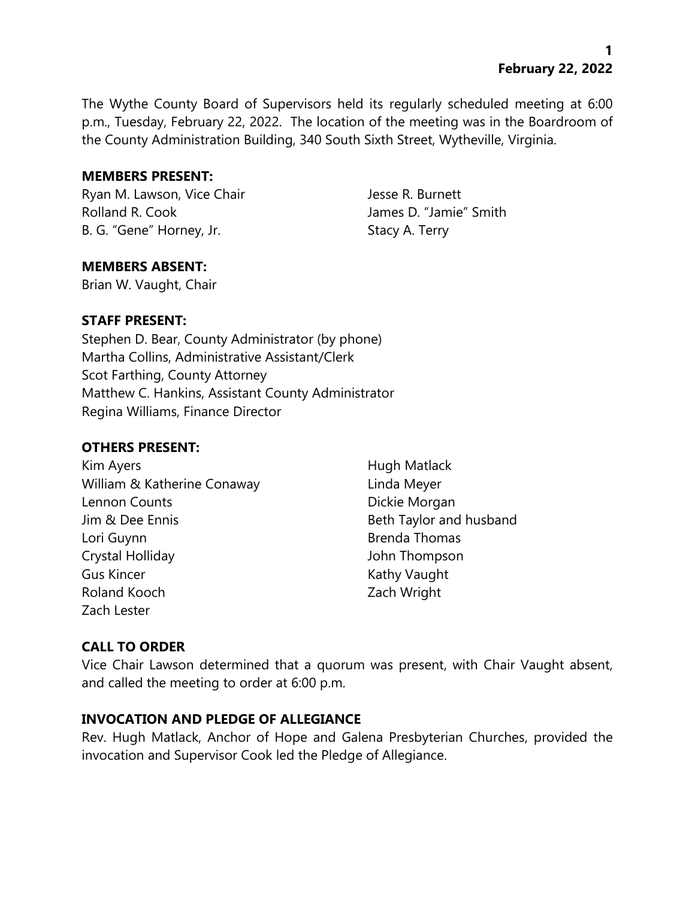The Wythe County Board of Supervisors held its regularly scheduled meeting at 6:00 p.m., Tuesday, February 22, 2022. The location of the meeting was in the Boardroom of the County Administration Building, 340 South Sixth Street, Wytheville, Virginia.

**MEMBERS PRESENT:**

Ryan M. Lawson, Vice Chair
Rolland R. Cook
B. G. "Gene" Horney, Jr.
Jesse R. Burnett
James D. "Jamie" Smith
Stacy A. Terry

**MEMBERS ABSENT:**

Brian W. Vaught, Chair

**STAFF PRESENT:**

Stephen D. Bear, County Administrator (by phone)
Martha Collins, Administrative Assistant/Clerk
Scot Farthing, County Attorney
Matthew C. Hankins, Assistant County Administrator
Regina Williams, Finance Director

**OTHERS PRESENT:**

Kim Ayers
William & Katherine Conaway
Lennon Counts
Jim & Dee Ennis
Lori Guynn
Crystal Holliday
Gus Kincer
Roland Kooch
Zach Lester
Hugh Matlack
Linda Meyer
Dickie Morgan
Beth Taylor and husband
Brenda Thomas
John Thompson
Kathy Vaught
Zach Wright

**CALL TO ORDER**

Vice Chair Lawson determined that a quorum was present, with Chair Vaught absent, and called the meeting to order at 6:00 p.m.

**INVOCATION AND PLEDGE OF ALLEGIANCE**

Rev. Hugh Matlack, Anchor of Hope and Galena Presbyterian Churches, provided the invocation and Supervisor Cook led the Pledge of Allegiance.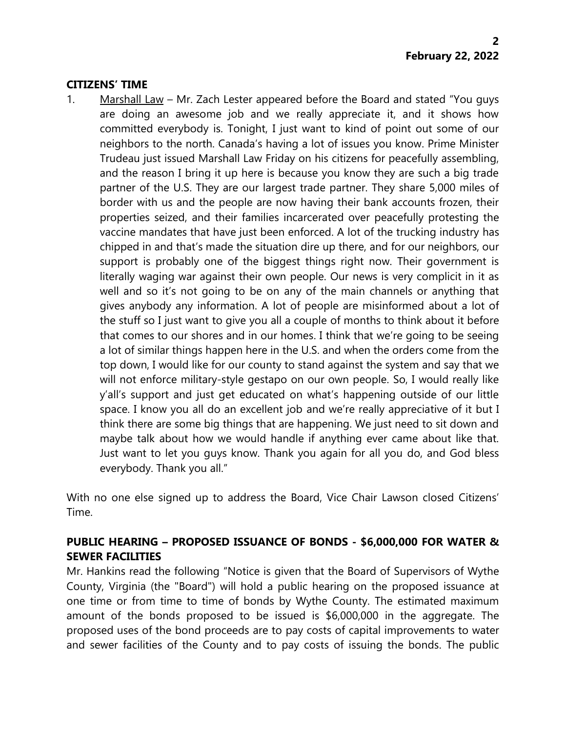## CITIZENS' TIME

1. <u>Marshall Law</u> – Mr. Zach Lester appeared before the Board and stated "You guys are doing an awesome job and we really appreciate it, and it shows how committed everybody is. Tonight, I just want to kind of point out some of our neighbors to the north. Canada's having a lot of issues you know. Prime Minister Trudeau just issued Marshall Law Friday on his citizens for peacefully assembling, and the reason I bring it up here is because you know they are such a big trade partner of the U.S. They are our largest trade partner. They share 5,000 miles of border with us and the people are now having their bank accounts frozen, their properties seized, and their families incarcerated over peacefully protesting the vaccine mandates that have just been enforced. A lot of the trucking industry has chipped in and that's made the situation dire up there, and for our neighbors, our support is probably one of the biggest things right now. Their government is literally waging war against their own people. Our news is very complicit in it as well and so it's not going to be on any of the main channels or anything that gives anybody any information. A lot of people are misinformed about a lot of the stuff so I just want to give you all a couple of months to think about it before that comes to our shores and in our homes. I think that we're going to be seeing a lot of similar things happen here in the U.S. and when the orders come from the top down, I would like for our county to stand against the system and say that we will not enforce military-style gestapo on our own people. So, I would really like y'all's support and just get educated on what's happening outside of our little space. I know you all do an excellent job and we're really appreciative of it but I think there are some big things that are happening. We just need to sit down and maybe talk about how we would handle if anything ever came about like that. Just want to let you guys know. Thank you again for all you do, and God bless everybody. Thank you all."

With no one else signed up to address the Board, Vice Chair Lawson closed Citizens' Time.

## PUBLIC HEARING – PROPOSED ISSUANCE OF BONDS - $6,000,000 FOR WATER & SEWER FACILITIES

Mr. Hankins read the following "Notice is given that the Board of Supervisors of Wythe County, Virginia (the "Board") will hold a public hearing on the proposed issuance at one time or from time to time of bonds by Wythe County. The estimated maximum amount of the bonds proposed to be issued is $6,000,000 in the aggregate. The proposed uses of the bond proceeds are to pay costs of capital improvements to water and sewer facilities of the County and to pay costs of issuing the bonds. The public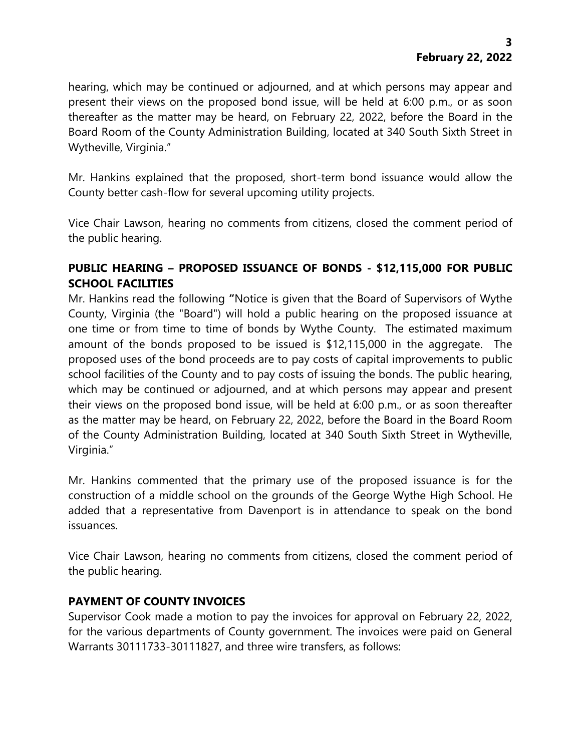hearing, which may be continued or adjourned, and at which persons may appear and present their views on the proposed bond issue, will be held at 6:00 p.m., or as soon thereafter as the matter may be heard, on February 22, 2022, before the Board in the Board Room of the County Administration Building, located at 340 South Sixth Street in Wytheville, Virginia."

Mr. Hankins explained that the proposed, short-term bond issuance would allow the County better cash-flow for several upcoming utility projects.

Vice Chair Lawson, hearing no comments from citizens, closed the comment period of the public hearing.

**PUBLIC HEARING – PROPOSED ISSUANCE OF BONDS - $12,115,000 FOR PUBLIC SCHOOL FACILITIES**

Mr. Hankins read the following **"**Notice is given that the Board of Supervisors of Wythe County, Virginia (the "Board") will hold a public hearing on the proposed issuance at one time or from time to time of bonds by Wythe County. The estimated maximum amount of the bonds proposed to be issued is $12,115,000 in the aggregate. The proposed uses of the bond proceeds are to pay costs of capital improvements to public school facilities of the County and to pay costs of issuing the bonds. The public hearing, which may be continued or adjourned, and at which persons may appear and present their views on the proposed bond issue, will be held at 6:00 p.m., or as soon thereafter as the matter may be heard, on February 22, 2022, before the Board in the Board Room of the County Administration Building, located at 340 South Sixth Street in Wytheville, Virginia."

Mr. Hankins commented that the primary use of the proposed issuance is for the construction of a middle school on the grounds of the George Wythe High School. He added that a representative from Davenport is in attendance to speak on the bond issuances.

Vice Chair Lawson, hearing no comments from citizens, closed the comment period of the public hearing.

**PAYMENT OF COUNTY INVOICES**

Supervisor Cook made a motion to pay the invoices for approval on February 22, 2022, for the various departments of County government. The invoices were paid on General Warrants 30111733-30111827, and three wire transfers, as follows: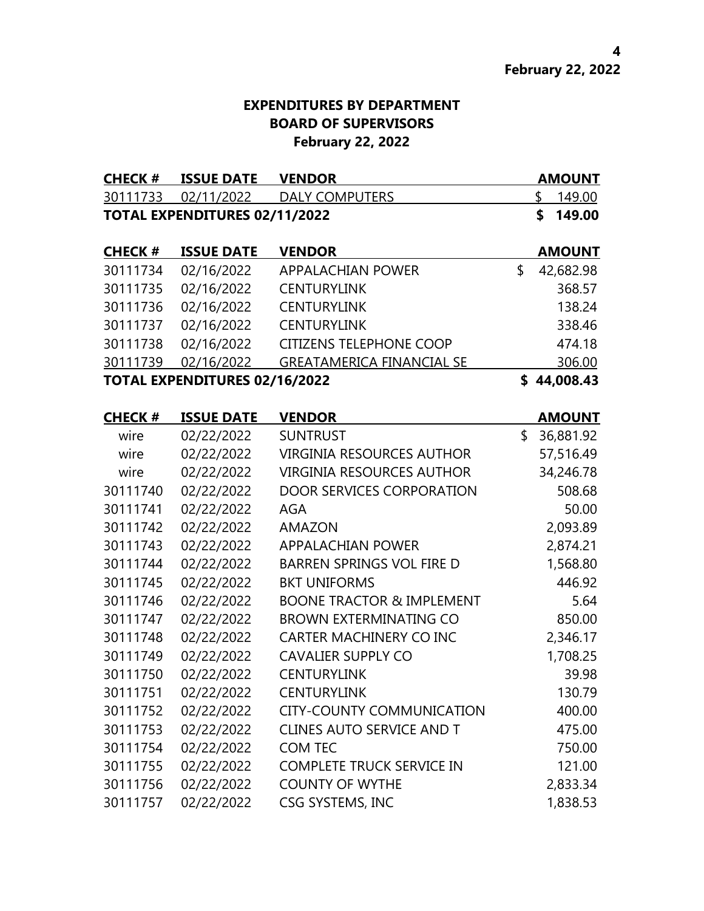**EXPENDITURES BY DEPARTMENT**
**BOARD OF SUPERVISORS**
**February 22, 2022**

| CHECK # | ISSUE DATE | VENDOR | AMOUNT |
|---|---|---|---|
| 30111733 | 02/11/2022 | DALY COMPUTERS | $ 149.00 |
| **TOTAL EXPENDITURES 02/11/2022** | | | **$ 149.00** |

| CHECK # | ISSUE DATE | VENDOR | AMOUNT |
|---|---|---|---|
| 30111734 | 02/16/2022 | APPALACHIAN POWER | $ 42,682.98 |
| 30111735 | 02/16/2022 | CENTURYLINK | 368.57 |
| 30111736 | 02/16/2022 | CENTURYLINK | 138.24 |
| 30111737 | 02/16/2022 | CENTURYLINK | 338.46 |
| 30111738 | 02/16/2022 | CITIZENS TELEPHONE COOP | 474.18 |
| 30111739 | 02/16/2022 | GREATAMERICA FINANCIAL SE | 306.00 |
| **TOTAL EXPENDITURES 02/16/2022** | | | **$ 44,008.43** |

| CHECK # | ISSUE DATE | VENDOR | AMOUNT |
|---|---|---|---|
| wire | 02/22/2022 | SUNTRUST | $ 36,881.92 |
| wire | 02/22/2022 | VIRGINIA RESOURCES AUTHOR | 57,516.49 |
| wire | 02/22/2022 | VIRGINIA RESOURCES AUTHOR | 34,246.78 |
| 30111740 | 02/22/2022 | DOOR SERVICES CORPORATION | 508.68 |
| 30111741 | 02/22/2022 | AGA | 50.00 |
| 30111742 | 02/22/2022 | AMAZON | 2,093.89 |
| 30111743 | 02/22/2022 | APPALACHIAN POWER | 2,874.21 |
| 30111744 | 02/22/2022 | BARREN SPRINGS VOL FIRE D | 1,568.80 |
| 30111745 | 02/22/2022 | BKT UNIFORMS | 446.92 |
| 30111746 | 02/22/2022 | BOONE TRACTOR & IMPLEMENT | 5.64 |
| 30111747 | 02/22/2022 | BROWN EXTERMINATING CO | 850.00 |
| 30111748 | 02/22/2022 | CARTER MACHINERY CO INC | 2,346.17 |
| 30111749 | 02/22/2022 | CAVALIER SUPPLY CO | 1,708.25 |
| 30111750 | 02/22/2022 | CENTURYLINK | 39.98 |
| 30111751 | 02/22/2022 | CENTURYLINK | 130.79 |
| 30111752 | 02/22/2022 | CITY-COUNTY COMMUNICATION | 400.00 |
| 30111753 | 02/22/2022 | CLINES AUTO SERVICE AND T | 475.00 |
| 30111754 | 02/22/2022 | COM TEC | 750.00 |
| 30111755 | 02/22/2022 | COMPLETE TRUCK SERVICE IN | 121.00 |
| 30111756 | 02/22/2022 | COUNTY OF WYTHE | 2,833.34 |
| 30111757 | 02/22/2022 | CSG SYSTEMS, INC | 1,838.53 |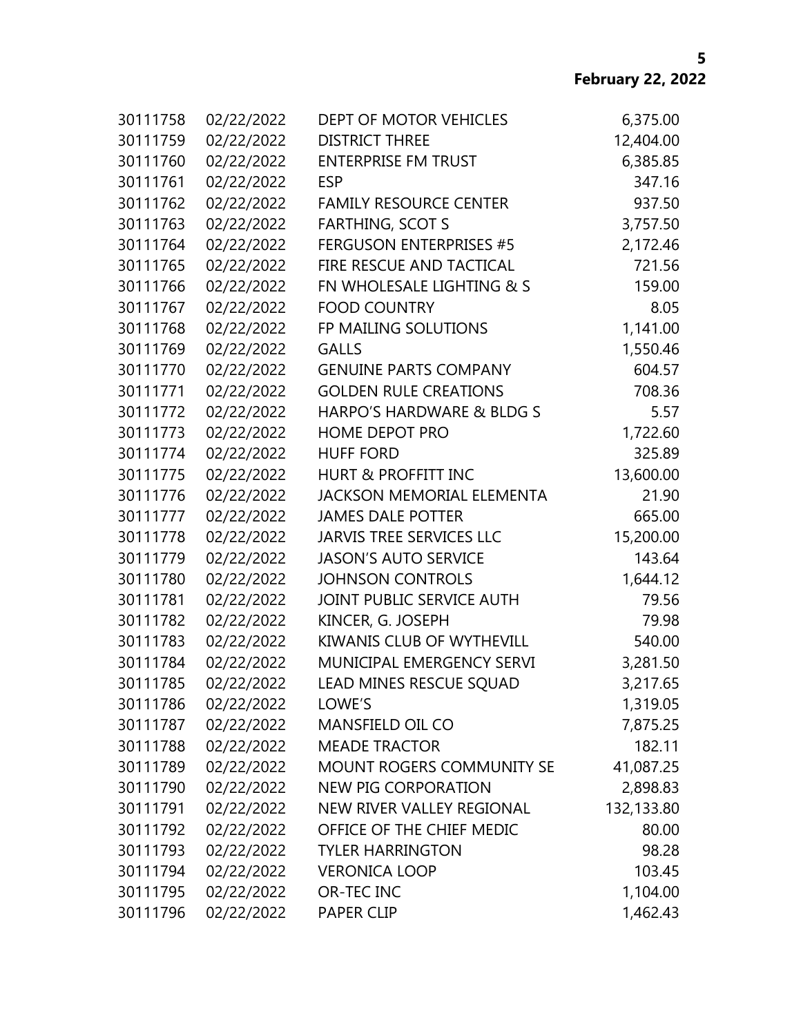| | | | |
|---|---|---|---|
| 30111758 | 02/22/2022 | DEPT OF MOTOR VEHICLES | 6,375.00 |
| 30111759 | 02/22/2022 | DISTRICT THREE | 12,404.00 |
| 30111760 | 02/22/2022 | ENTERPRISE FM TRUST | 6,385.85 |
| 30111761 | 02/22/2022 | ESP | 347.16 |
| 30111762 | 02/22/2022 | FAMILY RESOURCE CENTER | 937.50 |
| 30111763 | 02/22/2022 | FARTHING, SCOT S | 3,757.50 |
| 30111764 | 02/22/2022 | FERGUSON ENTERPRISES #5 | 2,172.46 |
| 30111765 | 02/22/2022 | FIRE RESCUE AND TACTICAL | 721.56 |
| 30111766 | 02/22/2022 | FN WHOLESALE LIGHTING & S | 159.00 |
| 30111767 | 02/22/2022 | FOOD COUNTRY | 8.05 |
| 30111768 | 02/22/2022 | FP MAILING SOLUTIONS | 1,141.00 |
| 30111769 | 02/22/2022 | GALLS | 1,550.46 |
| 30111770 | 02/22/2022 | GENUINE PARTS COMPANY | 604.57 |
| 30111771 | 02/22/2022 | GOLDEN RULE CREATIONS | 708.36 |
| 30111772 | 02/22/2022 | HARPO'S HARDWARE & BLDG S | 5.57 |
| 30111773 | 02/22/2022 | HOME DEPOT PRO | 1,722.60 |
| 30111774 | 02/22/2022 | HUFF FORD | 325.89 |
| 30111775 | 02/22/2022 | HURT & PROFFITT INC | 13,600.00 |
| 30111776 | 02/22/2022 | JACKSON MEMORIAL ELEMENTA | 21.90 |
| 30111777 | 02/22/2022 | JAMES DALE POTTER | 665.00 |
| 30111778 | 02/22/2022 | JARVIS TREE SERVICES LLC | 15,200.00 |
| 30111779 | 02/22/2022 | JASON'S AUTO SERVICE | 143.64 |
| 30111780 | 02/22/2022 | JOHNSON CONTROLS | 1,644.12 |
| 30111781 | 02/22/2022 | JOINT PUBLIC SERVICE AUTH | 79.56 |
| 30111782 | 02/22/2022 | KINCER, G. JOSEPH | 79.98 |
| 30111783 | 02/22/2022 | KIWANIS CLUB OF WYTHEVILL | 540.00 |
| 30111784 | 02/22/2022 | MUNICIPAL EMERGENCY SERVI | 3,281.50 |
| 30111785 | 02/22/2022 | LEAD MINES RESCUE SQUAD | 3,217.65 |
| 30111786 | 02/22/2022 | LOWE'S | 1,319.05 |
| 30111787 | 02/22/2022 | MANSFIELD OIL CO | 7,875.25 |
| 30111788 | 02/22/2022 | MEADE TRACTOR | 182.11 |
| 30111789 | 02/22/2022 | MOUNT ROGERS COMMUNITY SE | 41,087.25 |
| 30111790 | 02/22/2022 | NEW PIG CORPORATION | 2,898.83 |
| 30111791 | 02/22/2022 | NEW RIVER VALLEY REGIONAL | 132,133.80 |
| 30111792 | 02/22/2022 | OFFICE OF THE CHIEF MEDIC | 80.00 |
| 30111793 | 02/22/2022 | TYLER HARRINGTON | 98.28 |
| 30111794 | 02/22/2022 | VERONICA LOOP | 103.45 |
| 30111795 | 02/22/2022 | OR-TEC INC | 1,104.00 |
| 30111796 | 02/22/2022 | PAPER CLIP | 1,462.43 |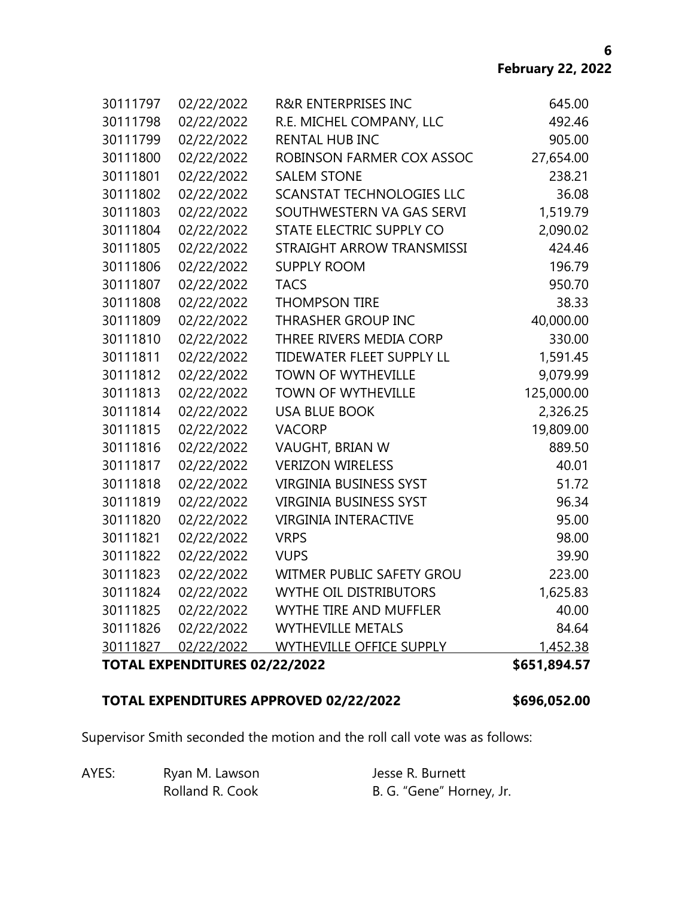| | | | |
|---|---|---|---|
| 30111797 | 02/22/2022 | R&R ENTERPRISES INC | 645.00 |
| 30111798 | 02/22/2022 | R.E. MICHEL COMPANY, LLC | 492.46 |
| 30111799 | 02/22/2022 | RENTAL HUB INC | 905.00 |
| 30111800 | 02/22/2022 | ROBINSON FARMER COX ASSOC | 27,654.00 |
| 30111801 | 02/22/2022 | SALEM STONE | 238.21 |
| 30111802 | 02/22/2022 | SCANSTAT TECHNOLOGIES LLC | 36.08 |
| 30111803 | 02/22/2022 | SOUTHWESTERN VA GAS SERVI | 1,519.79 |
| 30111804 | 02/22/2022 | STATE ELECTRIC SUPPLY CO | 2,090.02 |
| 30111805 | 02/22/2022 | STRAIGHT ARROW TRANSMISSI | 424.46 |
| 30111806 | 02/22/2022 | SUPPLY ROOM | 196.79 |
| 30111807 | 02/22/2022 | TACS | 950.70 |
| 30111808 | 02/22/2022 | THOMPSON TIRE | 38.33 |
| 30111809 | 02/22/2022 | THRASHER GROUP INC | 40,000.00 |
| 30111810 | 02/22/2022 | THREE RIVERS MEDIA CORP | 330.00 |
| 30111811 | 02/22/2022 | TIDEWATER FLEET SUPPLY LL | 1,591.45 |
| 30111812 | 02/22/2022 | TOWN OF WYTHEVILLE | 9,079.99 |
| 30111813 | 02/22/2022 | TOWN OF WYTHEVILLE | 125,000.00 |
| 30111814 | 02/22/2022 | USA BLUE BOOK | 2,326.25 |
| 30111815 | 02/22/2022 | VACORP | 19,809.00 |
| 30111816 | 02/22/2022 | VAUGHT, BRIAN W | 889.50 |
| 30111817 | 02/22/2022 | VERIZON WIRELESS | 40.01 |
| 30111818 | 02/22/2022 | VIRGINIA BUSINESS SYST | 51.72 |
| 30111819 | 02/22/2022 | VIRGINIA BUSINESS SYST | 96.34 |
| 30111820 | 02/22/2022 | VIRGINIA INTERACTIVE | 95.00 |
| 30111821 | 02/22/2022 | VRPS | 98.00 |
| 30111822 | 02/22/2022 | VUPS | 39.90 |
| 30111823 | 02/22/2022 | WITMER PUBLIC SAFETY GROU | 223.00 |
| 30111824 | 02/22/2022 | WYTHE OIL DISTRIBUTORS | 1,625.83 |
| 30111825 | 02/22/2022 | WYTHE TIRE AND MUFFLER | 40.00 |
| 30111826 | 02/22/2022 | WYTHEVILLE METALS | 84.64 |
| 30111827 | 02/22/2022 | WYTHEVILLE OFFICE SUPPLY | 1,452.38 |
| **TOTAL EXPENDITURES 02/22/2022** | | | **$651,894.57** |

**TOTAL EXPENDITURES APPROVED 02/22/2022 $696,052.00**

Supervisor Smith seconded the motion and the roll call vote was as follows:

| | | |
|---|---|---|
| AYES: | Ryan M. Lawson | Jesse R. Burnett |
| | Rolland R. Cook | B. G. "Gene" Horney, Jr. |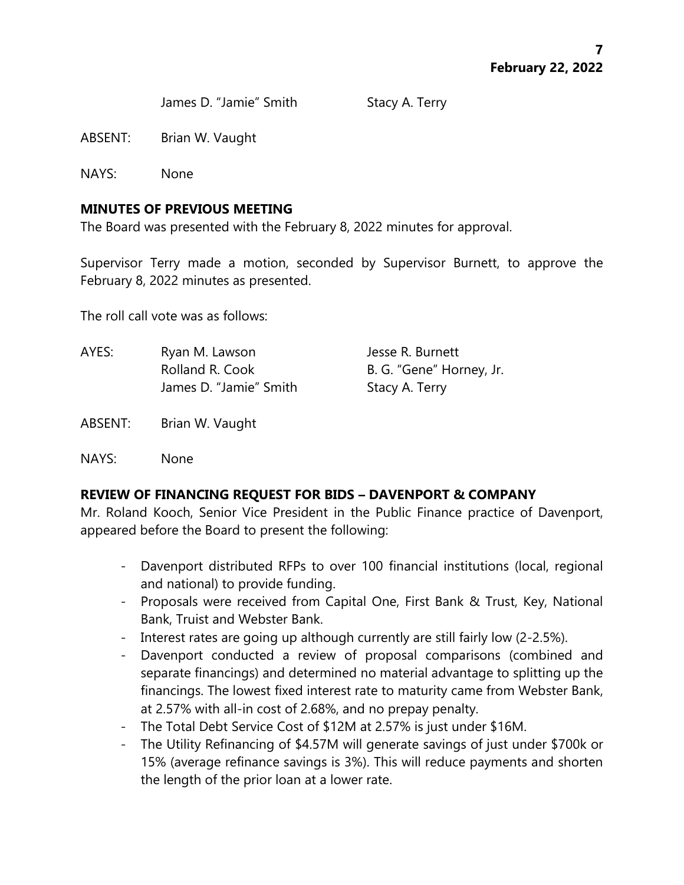James D. "Jamie" Smith Stacy A. Terry

ABSENT: Brian W. Vaught

NAYS: None

**MINUTES OF PREVIOUS MEETING**

The Board was presented with the February 8, 2022 minutes for approval.

Supervisor Terry made a motion, seconded by Supervisor Burnett, to approve the February 8, 2022 minutes as presented.

The roll call vote was as follows:

| | | |
|---|---|---|
| AYES: | Ryan M. Lawson | Jesse R. Burnett |
| | Rolland R. Cook | B. G. "Gene" Horney, Jr. |
| | James D. "Jamie" Smith | Stacy A. Terry |

ABSENT: Brian W. Vaught

NAYS: None

**REVIEW OF FINANCING REQUEST FOR BIDS – DAVENPORT & COMPANY**

Mr. Roland Kooch, Senior Vice President in the Public Finance practice of Davenport, appeared before the Board to present the following:

- Davenport distributed RFPs to over 100 financial institutions (local, regional and national) to provide funding.
- Proposals were received from Capital One, First Bank & Trust, Key, National Bank, Truist and Webster Bank.
- Interest rates are going up although currently are still fairly low (2-2.5%).
- Davenport conducted a review of proposal comparisons (combined and separate financings) and determined no material advantage to splitting up the financings. The lowest fixed interest rate to maturity came from Webster Bank, at 2.57% with all-in cost of 2.68%, and no prepay penalty.
- The Total Debt Service Cost of $12M at 2.57% is just under $16M.
- The Utility Refinancing of $4.57M will generate savings of just under $700k or 15% (average refinance savings is 3%). This will reduce payments and shorten the length of the prior loan at a lower rate.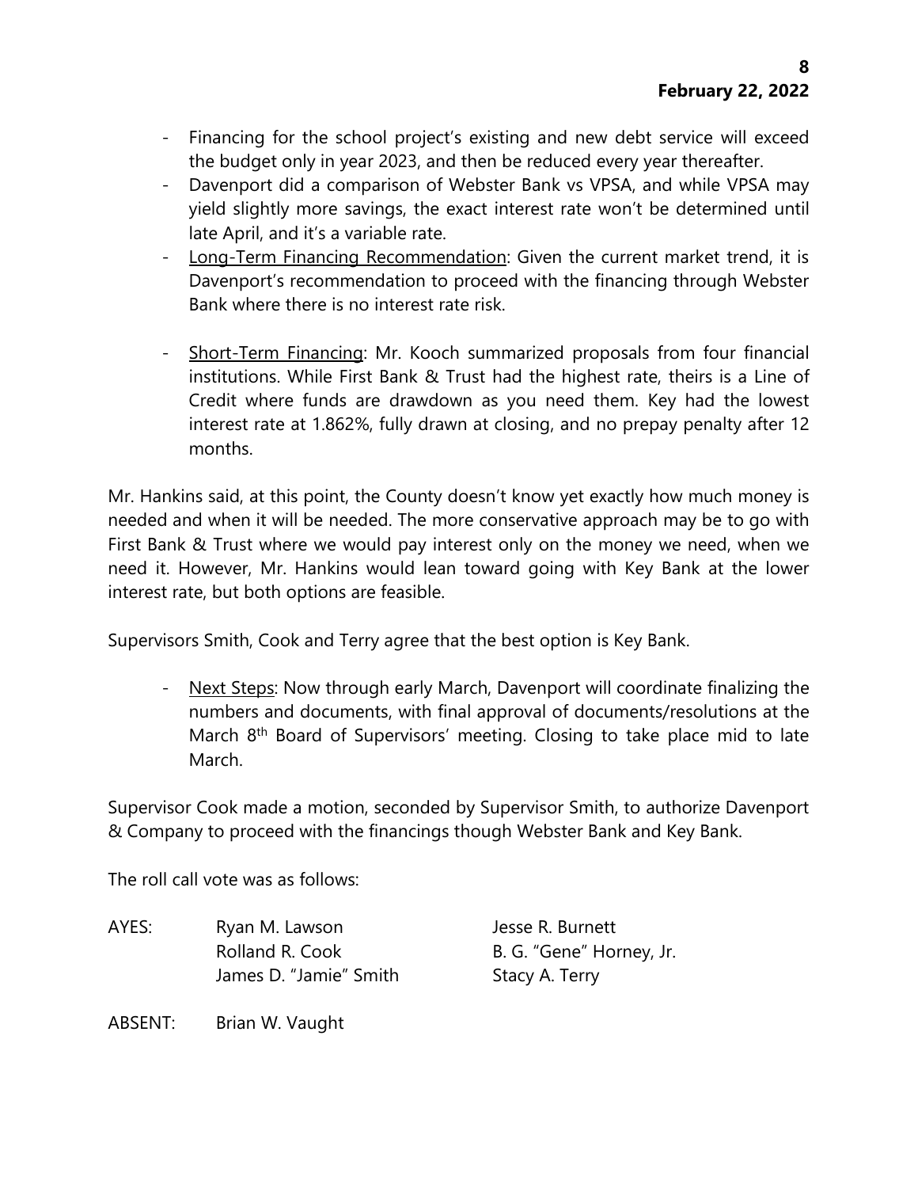- Financing for the school project's existing and new debt service will exceed the budget only in year 2023, and then be reduced every year thereafter.
- Davenport did a comparison of Webster Bank vs VPSA, and while VPSA may yield slightly more savings, the exact interest rate won't be determined until late April, and it's a variable rate.
- Long-Term Financing Recommendation: Given the current market trend, it is Davenport's recommendation to proceed with the financing through Webster Bank where there is no interest rate risk.

- Short-Term Financing: Mr. Kooch summarized proposals from four financial institutions. While First Bank & Trust had the highest rate, theirs is a Line of Credit where funds are drawdown as you need them. Key had the lowest interest rate at 1.862%, fully drawn at closing, and no prepay penalty after 12 months.

Mr. Hankins said, at this point, the County doesn't know yet exactly how much money is needed and when it will be needed. The more conservative approach may be to go with First Bank & Trust where we would pay interest only on the money we need, when we need it. However, Mr. Hankins would lean toward going with Key Bank at the lower interest rate, but both options are feasible.

Supervisors Smith, Cook and Terry agree that the best option is Key Bank.

- Next Steps: Now through early March, Davenport will coordinate finalizing the numbers and documents, with final approval of documents/resolutions at the March 8th Board of Supervisors' meeting. Closing to take place mid to late March.

Supervisor Cook made a motion, seconded by Supervisor Smith, to authorize Davenport & Company to proceed with the financings though Webster Bank and Key Bank.

The roll call vote was as follows:

| | | |
|---|---|---|
| AYES: | Ryan M. Lawson | Jesse R. Burnett |
| | Rolland R. Cook | B. G. "Gene" Horney, Jr. |
| | James D. "Jamie" Smith | Stacy A. Terry |

ABSENT: Brian W. Vaught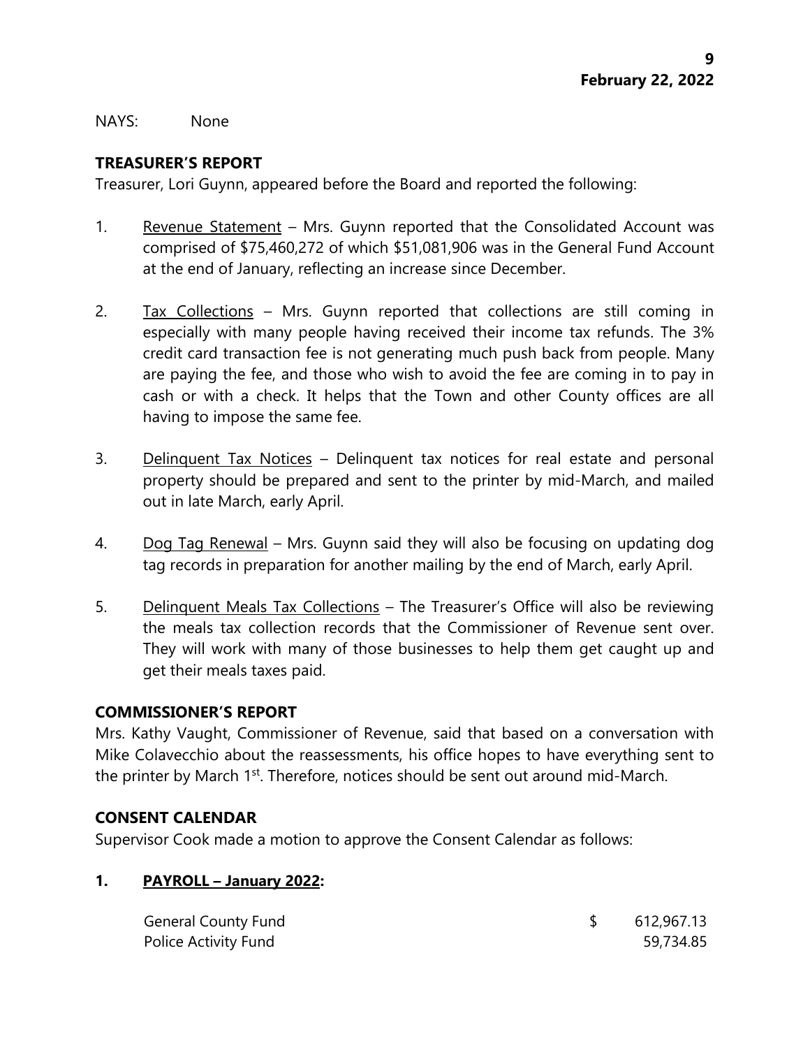NAYS: None

**TREASURER'S REPORT**

Treasurer, Lori Guynn, appeared before the Board and reported the following:

1. Revenue Statement – Mrs. Guynn reported that the Consolidated Account was comprised of $75,460,272 of which $51,081,906 was in the General Fund Account at the end of January, reflecting an increase since December.

2. Tax Collections – Mrs. Guynn reported that collections are still coming in especially with many people having received their income tax refunds. The 3% credit card transaction fee is not generating much push back from people. Many are paying the fee, and those who wish to avoid the fee are coming in to pay in cash or with a check. It helps that the Town and other County offices are all having to impose the same fee.

3. Delinquent Tax Notices – Delinquent tax notices for real estate and personal property should be prepared and sent to the printer by mid-March, and mailed out in late March, early April.

4. Dog Tag Renewal – Mrs. Guynn said they will also be focusing on updating dog tag records in preparation for another mailing by the end of March, early April.

5. Delinquent Meals Tax Collections – The Treasurer's Office will also be reviewing the meals tax collection records that the Commissioner of Revenue sent over. They will work with many of those businesses to help them get caught up and get their meals taxes paid.

**COMMISSIONER'S REPORT**

Mrs. Kathy Vaught, Commissioner of Revenue, said that based on a conversation with Mike Colavecchio about the reassessments, his office hopes to have everything sent to the printer by March 1st. Therefore, notices should be sent out around mid-March.

**CONSENT CALENDAR**

Supervisor Cook made a motion to approve the Consent Calendar as follows:

**1. PAYROLL – January 2022:**

| | |
|---|---|
| General County Fund | $ 612,967.13 |
| Police Activity Fund | 59,734.85 |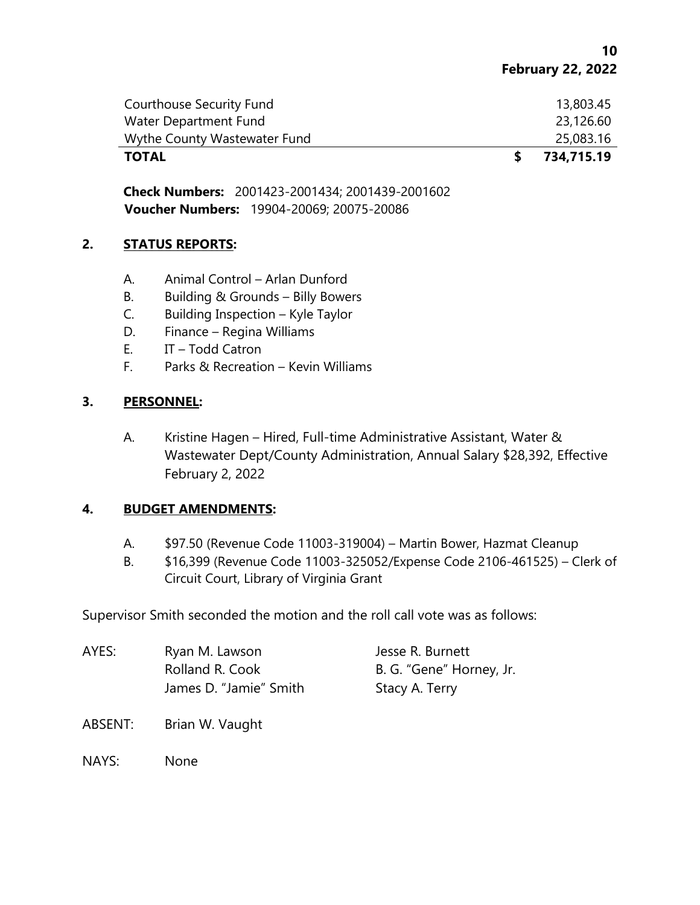| | |
|---|---|
| Courthouse Security Fund | 13,803.45 |
| Water Department Fund | 23,126.60 |
| Wythe County Wastewater Fund | 25,083.16 |
| **TOTAL** | **$ 734,715.19** |

**Check Numbers:** 2001423-2001434; 2001439-2001602
**Voucher Numbers:** 19904-20069; 20075-20086

**2. STATUS REPORTS:**

- A. Animal Control – Arlan Dunford
- B. Building & Grounds – Billy Bowers
- C. Building Inspection – Kyle Taylor
- D. Finance – Regina Williams
- E. IT – Todd Catron
- F. Parks & Recreation – Kevin Williams

**3. PERSONNEL:**

- A. Kristine Hagen – Hired, Full-time Administrative Assistant, Water & Wastewater Dept/County Administration, Annual Salary $28,392, Effective February 2, 2022

**4. BUDGET AMENDMENTS:**

- A. $97.50 (Revenue Code 11003-319004) – Martin Bower, Hazmat Cleanup
- B. $16,399 (Revenue Code 11003-325052/Expense Code 2106-461525) – Clerk of Circuit Court, Library of Virginia Grant

Supervisor Smith seconded the motion and the roll call vote was as follows:

| | | |
|---|---|---|
| AYES: | Ryan M. Lawson | Jesse R. Burnett |
| | Rolland R. Cook | B. G. "Gene" Horney, Jr. |
| | James D. "Jamie" Smith | Stacy A. Terry |
| ABSENT: | Brian W. Vaught | |
| NAYS: | None | |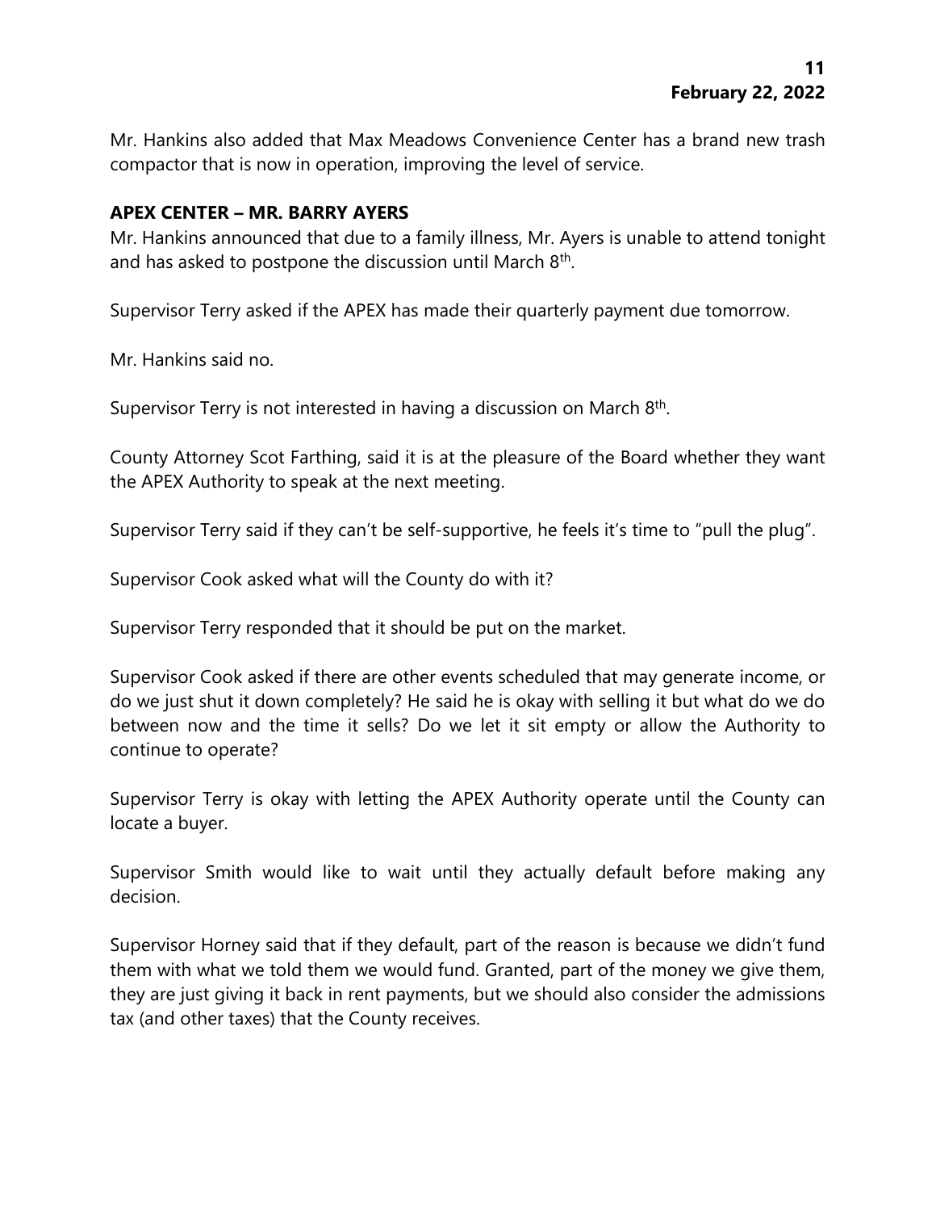Mr. Hankins also added that Max Meadows Convenience Center has a brand new trash compactor that is now in operation, improving the level of service.

**APEX CENTER – MR. BARRY AYERS**

Mr. Hankins announced that due to a family illness, Mr. Ayers is unable to attend tonight and has asked to postpone the discussion until March 8th.

Supervisor Terry asked if the APEX has made their quarterly payment due tomorrow.

Mr. Hankins said no.

Supervisor Terry is not interested in having a discussion on March 8th.

County Attorney Scot Farthing, said it is at the pleasure of the Board whether they want the APEX Authority to speak at the next meeting.

Supervisor Terry said if they can't be self-supportive, he feels it's time to "pull the plug".

Supervisor Cook asked what will the County do with it?

Supervisor Terry responded that it should be put on the market.

Supervisor Cook asked if there are other events scheduled that may generate income, or do we just shut it down completely? He said he is okay with selling it but what do we do between now and the time it sells? Do we let it sit empty or allow the Authority to continue to operate?

Supervisor Terry is okay with letting the APEX Authority operate until the County can locate a buyer.

Supervisor Smith would like to wait until they actually default before making any decision.

Supervisor Horney said that if they default, part of the reason is because we didn't fund them with what we told them we would fund. Granted, part of the money we give them, they are just giving it back in rent payments, but we should also consider the admissions tax (and other taxes) that the County receives.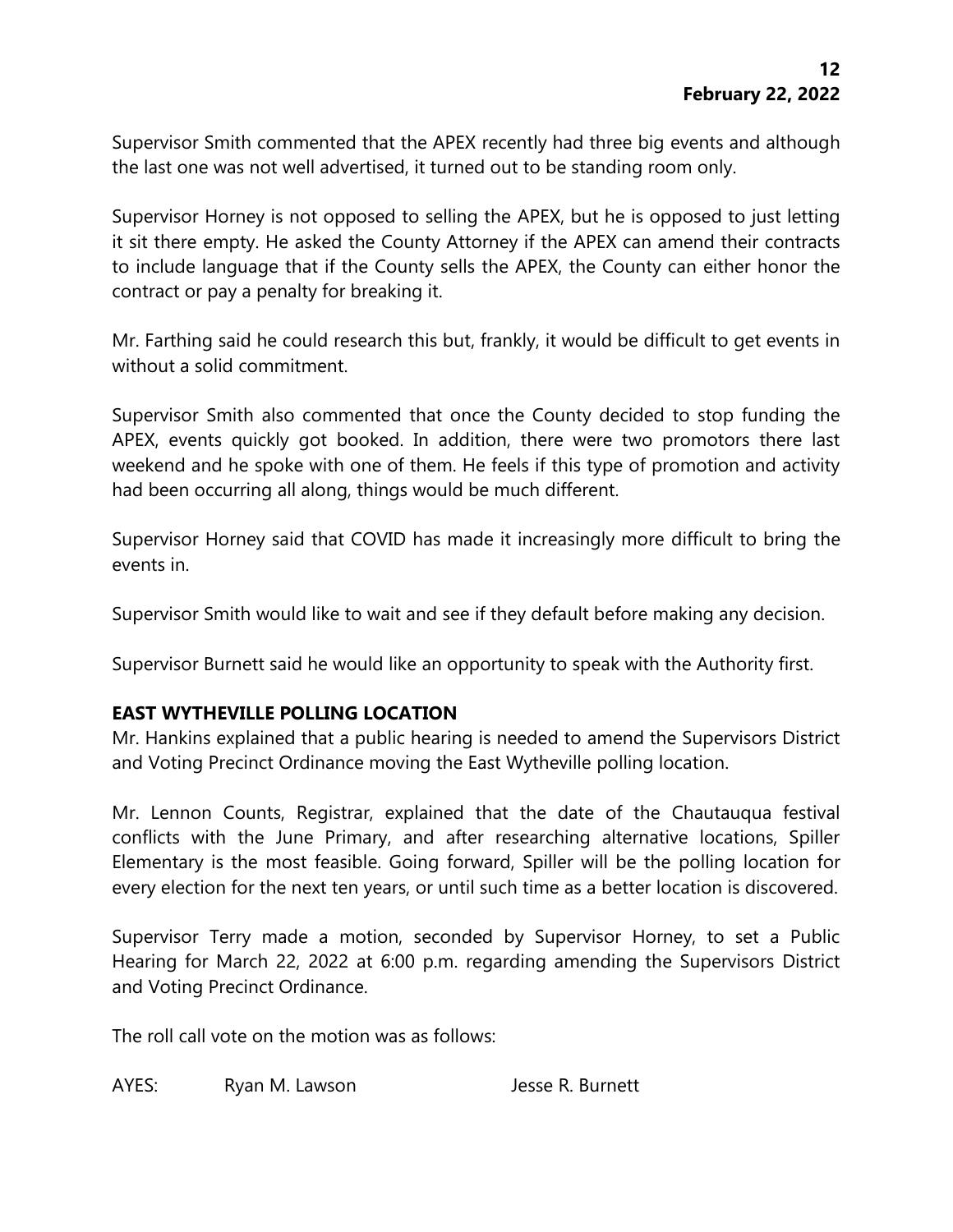Supervisor Smith commented that the APEX recently had three big events and although the last one was not well advertised, it turned out to be standing room only.

Supervisor Horney is not opposed to selling the APEX, but he is opposed to just letting it sit there empty. He asked the County Attorney if the APEX can amend their contracts to include language that if the County sells the APEX, the County can either honor the contract or pay a penalty for breaking it.

Mr. Farthing said he could research this but, frankly, it would be difficult to get events in without a solid commitment.

Supervisor Smith also commented that once the County decided to stop funding the APEX, events quickly got booked. In addition, there were two promotors there last weekend and he spoke with one of them. He feels if this type of promotion and activity had been occurring all along, things would be much different.

Supervisor Horney said that COVID has made it increasingly more difficult to bring the events in.

Supervisor Smith would like to wait and see if they default before making any decision.

Supervisor Burnett said he would like an opportunity to speak with the Authority first.

**EAST WYTHEVILLE POLLING LOCATION**

Mr. Hankins explained that a public hearing is needed to amend the Supervisors District and Voting Precinct Ordinance moving the East Wytheville polling location.

Mr. Lennon Counts, Registrar, explained that the date of the Chautauqua festival conflicts with the June Primary, and after researching alternative locations, Spiller Elementary is the most feasible. Going forward, Spiller will be the polling location for every election for the next ten years, or until such time as a better location is discovered.

Supervisor Terry made a motion, seconded by Supervisor Horney, to set a Public Hearing for March 22, 2022 at 6:00 p.m. regarding amending the Supervisors District and Voting Precinct Ordinance.

The roll call vote on the motion was as follows:

AYES: Ryan M. Lawson Jesse R. Burnett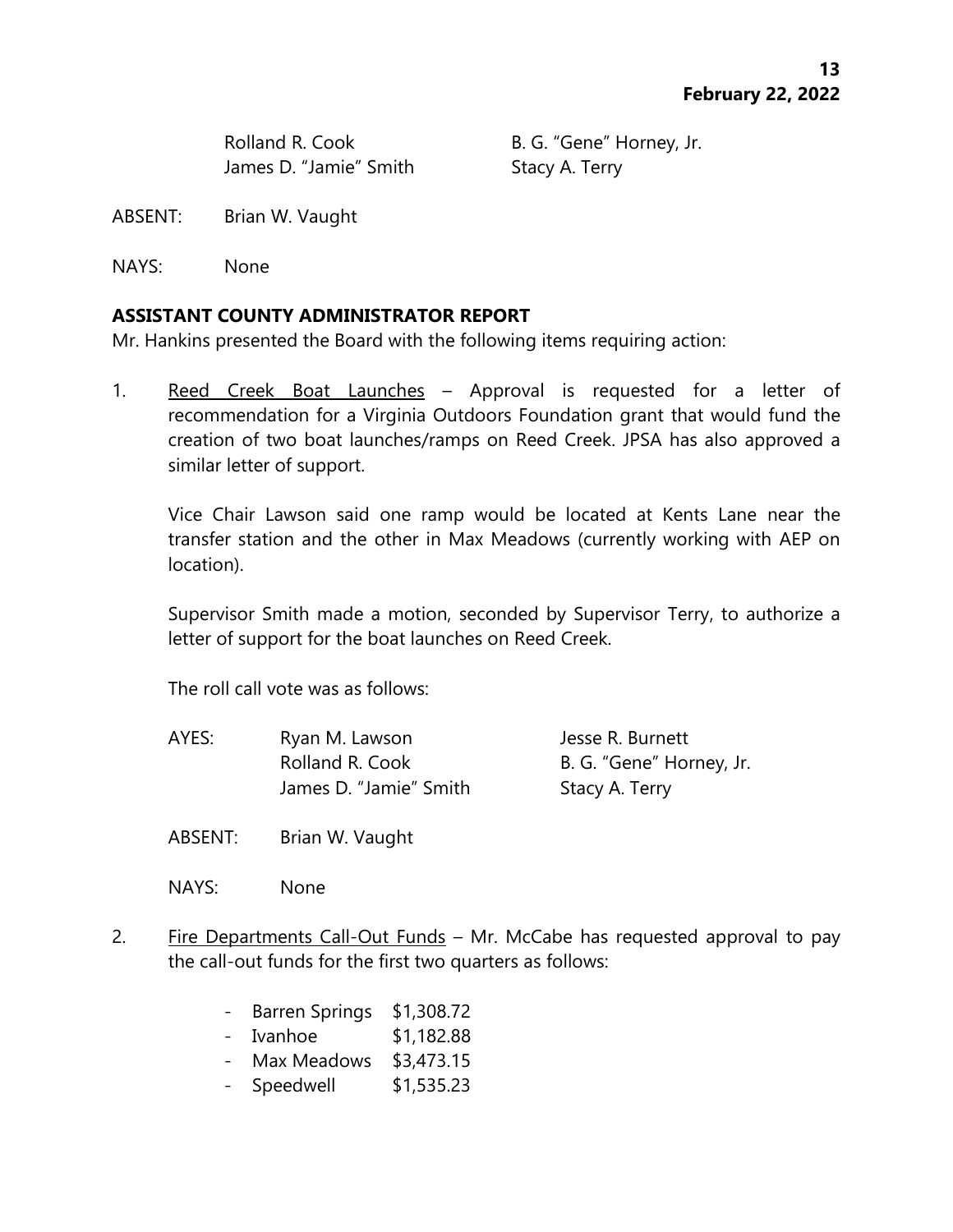Rolland R. Cook B. G. "Gene" Horney, Jr.
James D. "Jamie" Smith Stacy A. Terry

ABSENT: Brian W. Vaught

NAYS: None

**ASSISTANT COUNTY ADMINISTRATOR REPORT**

Mr. Hankins presented the Board with the following items requiring action:

1. Reed Creek Boat Launches – Approval is requested for a letter of recommendation for a Virginia Outdoors Foundation grant that would fund the creation of two boat launches/ramps on Reed Creek. JPSA has also approved a similar letter of support.

   Vice Chair Lawson said one ramp would be located at Kents Lane near the transfer station and the other in Max Meadows (currently working with AEP on location).

   Supervisor Smith made a motion, seconded by Supervisor Terry, to authorize a letter of support for the boat launches on Reed Creek.

   The roll call vote was as follows:

   AYES: Ryan M. Lawson, Jesse R. Burnett, Rolland R. Cook, B. G. "Gene" Horney, Jr., James D. "Jamie" Smith, Stacy A. Terry

   ABSENT: Brian W. Vaught

   NAYS: None

2. Fire Departments Call-Out Funds – Mr. McCabe has requested approval to pay the call-out funds for the first two quarters as follows:

   - Barren Springs $1,308.72
   - Ivanhoe $1,182.88
   - Max Meadows $3,473.15
   - Speedwell $1,535.23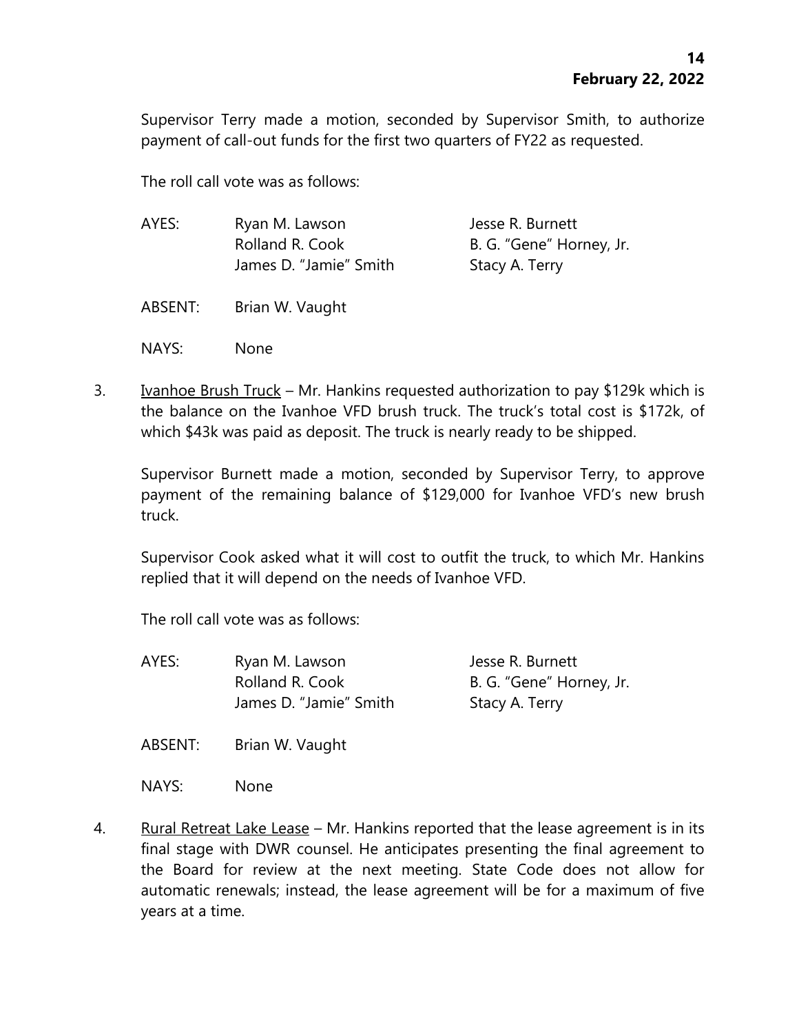Supervisor Terry made a motion, seconded by Supervisor Smith, to authorize payment of call-out funds for the first two quarters of FY22 as requested.

The roll call vote was as follows:

| | | |
|---|---|---|
| AYES: | Ryan M. Lawson | Jesse R. Burnett |
| | Rolland R. Cook | B. G. "Gene" Horney, Jr. |
| | James D. "Jamie" Smith | Stacy A. Terry |
| ABSENT: | Brian W. Vaught | |
| NAYS: | None | |

3. Ivanhoe Brush Truck – Mr. Hankins requested authorization to pay $129k which is the balance on the Ivanhoe VFD brush truck. The truck's total cost is $172k, of which $43k was paid as deposit. The truck is nearly ready to be shipped.

   Supervisor Burnett made a motion, seconded by Supervisor Terry, to approve payment of the remaining balance of $129,000 for Ivanhoe VFD's new brush truck.

   Supervisor Cook asked what it will cost to outfit the truck, to which Mr. Hankins replied that it will depend on the needs of Ivanhoe VFD.

   The roll call vote was as follows:

| | | |
|---|---|---|
| AYES: | Ryan M. Lawson | Jesse R. Burnett |
| | Rolland R. Cook | B. G. "Gene" Horney, Jr. |
| | James D. "Jamie" Smith | Stacy A. Terry |
| ABSENT: | Brian W. Vaught | |
| NAYS: | None | |

4. Rural Retreat Lake Lease – Mr. Hankins reported that the lease agreement is in its final stage with DWR counsel. He anticipates presenting the final agreement to the Board for review at the next meeting. State Code does not allow for automatic renewals; instead, the lease agreement will be for a maximum of five years at a time.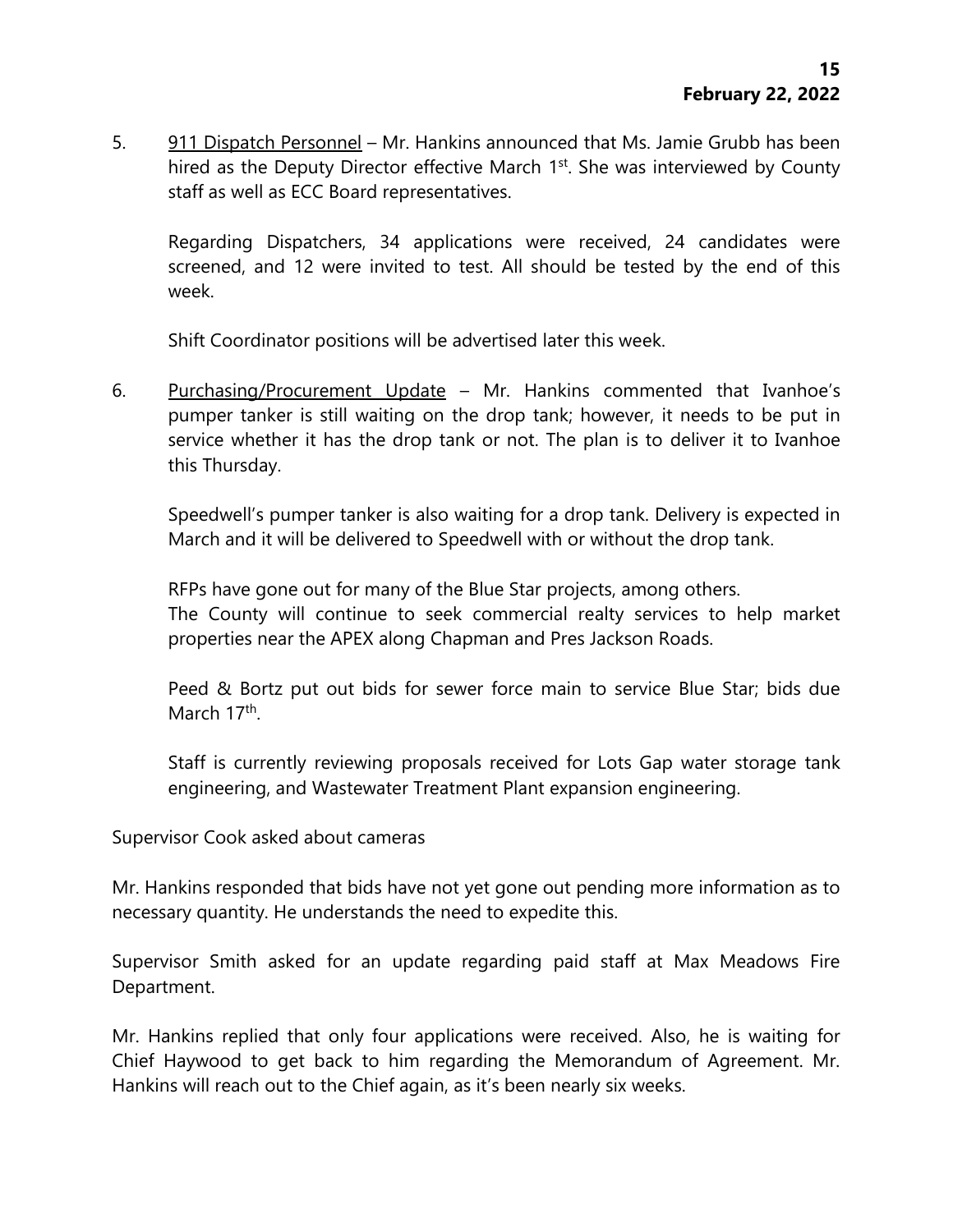5. <u>911 Dispatch Personnel</u> – Mr. Hankins announced that Ms. Jamie Grubb has been hired as the Deputy Director effective March 1st. She was interviewed by County staff as well as ECC Board representatives.

   Regarding Dispatchers, 34 applications were received, 24 candidates were screened, and 12 were invited to test. All should be tested by the end of this week.

   Shift Coordinator positions will be advertised later this week.

6. <u>Purchasing/Procurement Update</u> – Mr. Hankins commented that Ivanhoe's pumper tanker is still waiting on the drop tank; however, it needs to be put in service whether it has the drop tank or not. The plan is to deliver it to Ivanhoe this Thursday.

   Speedwell's pumper tanker is also waiting for a drop tank. Delivery is expected in March and it will be delivered to Speedwell with or without the drop tank.

   RFPs have gone out for many of the Blue Star projects, among others.
   The County will continue to seek commercial realty services to help market properties near the APEX along Chapman and Pres Jackson Roads.

   Peed & Bortz put out bids for sewer force main to service Blue Star; bids due March 17th.

   Staff is currently reviewing proposals received for Lots Gap water storage tank engineering, and Wastewater Treatment Plant expansion engineering.

Supervisor Cook asked about cameras

Mr. Hankins responded that bids have not yet gone out pending more information as to necessary quantity. He understands the need to expedite this.

Supervisor Smith asked for an update regarding paid staff at Max Meadows Fire Department.

Mr. Hankins replied that only four applications were received. Also, he is waiting for Chief Haywood to get back to him regarding the Memorandum of Agreement. Mr. Hankins will reach out to the Chief again, as it's been nearly six weeks.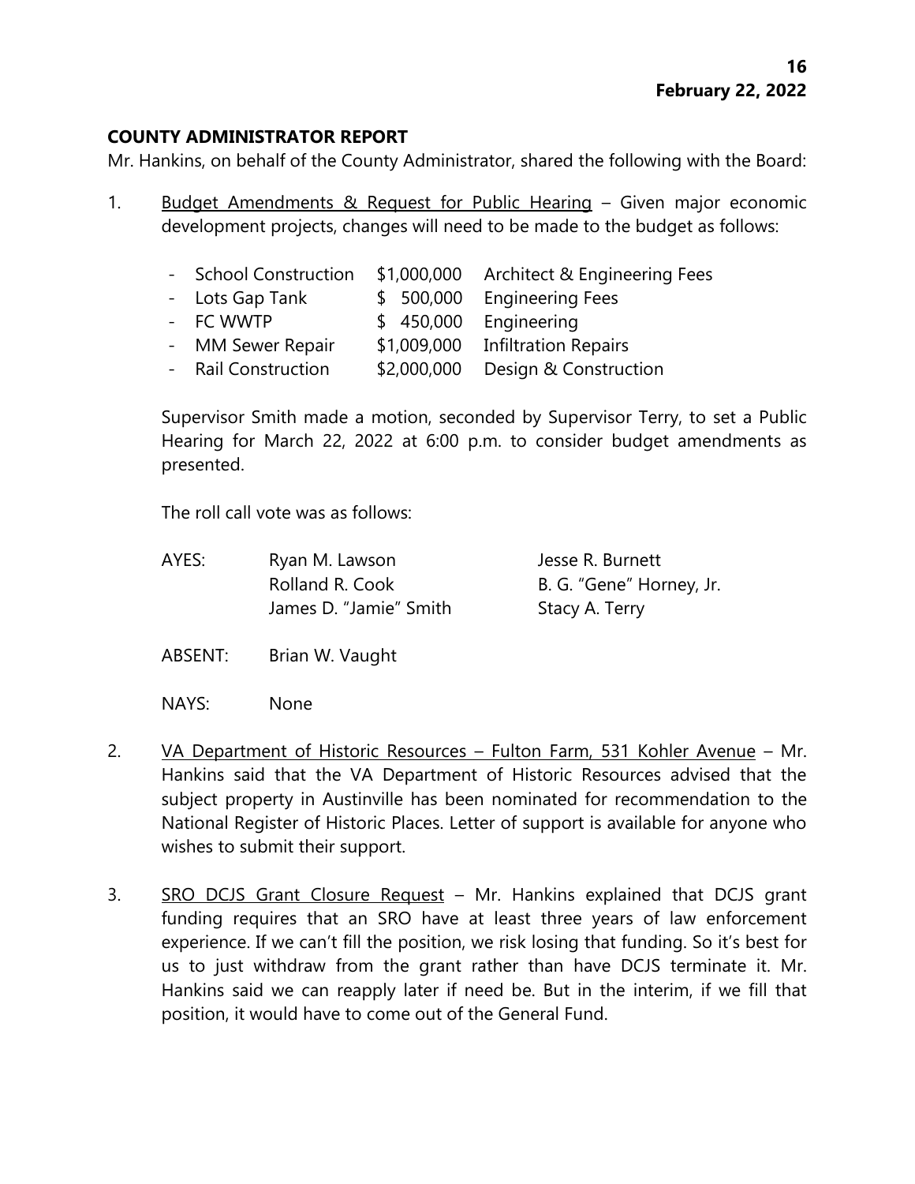## COUNTY ADMINISTRATOR REPORT

Mr. Hankins, on behalf of the County Administrator, shared the following with the Board:

1. Budget Amendments & Request for Public Hearing – Given major economic development projects, changes will need to be made to the budget as follows:

   | | | |
   |---|---|---|
   | - School Construction | $1,000,000 | Architect & Engineering Fees |
   | - Lots Gap Tank | $ 500,000 | Engineering Fees |
   | - FC WWTP | $ 450,000 | Engineering |
   | - MM Sewer Repair | $1,009,000 | Infiltration Repairs |
   | - Rail Construction | $2,000,000 | Design & Construction |

   Supervisor Smith made a motion, seconded by Supervisor Terry, to set a Public Hearing for March 22, 2022 at 6:00 p.m. to consider budget amendments as presented.

   The roll call vote was as follows:

   | | | |
   |---|---|---|
   | AYES: | Ryan M. Lawson | Jesse R. Burnett |
   | | Rolland R. Cook | B. G. "Gene" Horney, Jr. |
   | | James D. "Jamie" Smith | Stacy A. Terry |
   | ABSENT: | Brian W. Vaught | |
   | NAYS: | None | |

2. VA Department of Historic Resources – Fulton Farm, 531 Kohler Avenue – Mr. Hankins said that the VA Department of Historic Resources advised that the subject property in Austinville has been nominated for recommendation to the National Register of Historic Places. Letter of support is available for anyone who wishes to submit their support.

3. SRO DCJS Grant Closure Request – Mr. Hankins explained that DCJS grant funding requires that an SRO have at least three years of law enforcement experience. If we can't fill the position, we risk losing that funding. So it's best for us to just withdraw from the grant rather than have DCJS terminate it. Mr. Hankins said we can reapply later if need be. But in the interim, if we fill that position, it would have to come out of the General Fund.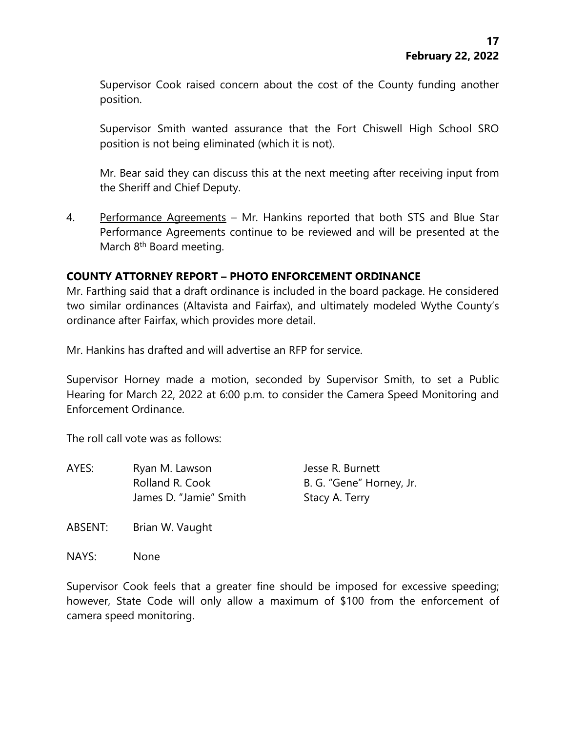Supervisor Cook raised concern about the cost of the County funding another position.

Supervisor Smith wanted assurance that the Fort Chiswell High School SRO position is not being eliminated (which it is not).

Mr. Bear said they can discuss this at the next meeting after receiving input from the Sheriff and Chief Deputy.

4. Performance Agreements – Mr. Hankins reported that both STS and Blue Star Performance Agreements continue to be reviewed and will be presented at the March 8th Board meeting.

**COUNTY ATTORNEY REPORT – PHOTO ENFORCEMENT ORDINANCE**

Mr. Farthing said that a draft ordinance is included in the board package. He considered two similar ordinances (Altavista and Fairfax), and ultimately modeled Wythe County's ordinance after Fairfax, which provides more detail.

Mr. Hankins has drafted and will advertise an RFP for service.

Supervisor Horney made a motion, seconded by Supervisor Smith, to set a Public Hearing for March 22, 2022 at 6:00 p.m. to consider the Camera Speed Monitoring and Enforcement Ordinance.

The roll call vote was as follows:

AYES: Ryan M. Lawson, Jesse R. Burnett, Rolland R. Cook, B. G. "Gene" Horney, Jr., James D. "Jamie" Smith, Stacy A. Terry

ABSENT: Brian W. Vaught

NAYS: None

Supervisor Cook feels that a greater fine should be imposed for excessive speeding; however, State Code will only allow a maximum of $100 from the enforcement of camera speed monitoring.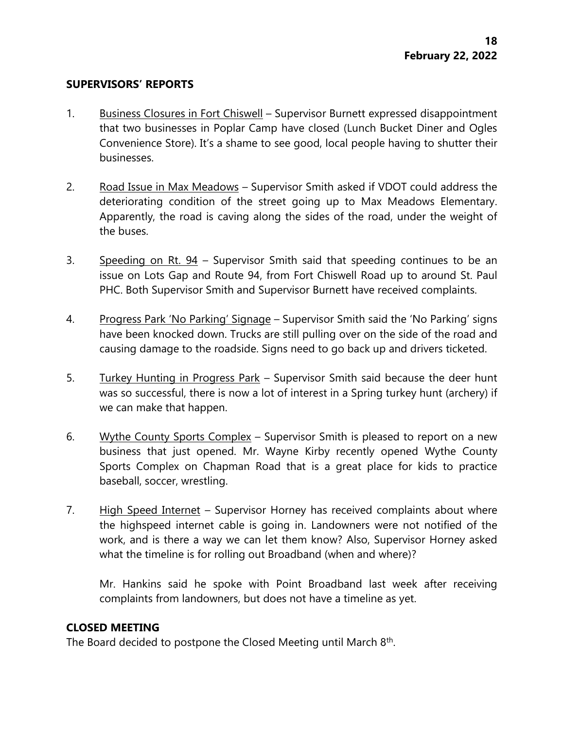## SUPERVISORS' REPORTS

1. Business Closures in Fort Chiswell – Supervisor Burnett expressed disappointment that two businesses in Poplar Camp have closed (Lunch Bucket Diner and Ogles Convenience Store). It's a shame to see good, local people having to shutter their businesses.

2. Road Issue in Max Meadows – Supervisor Smith asked if VDOT could address the deteriorating condition of the street going up to Max Meadows Elementary. Apparently, the road is caving along the sides of the road, under the weight of the buses.

3. Speeding on Rt. 94 – Supervisor Smith said that speeding continues to be an issue on Lots Gap and Route 94, from Fort Chiswell Road up to around St. Paul PHC. Both Supervisor Smith and Supervisor Burnett have received complaints.

4. Progress Park 'No Parking' Signage – Supervisor Smith said the 'No Parking' signs have been knocked down. Trucks are still pulling over on the side of the road and causing damage to the roadside. Signs need to go back up and drivers ticketed.

5. Turkey Hunting in Progress Park – Supervisor Smith said because the deer hunt was so successful, there is now a lot of interest in a Spring turkey hunt (archery) if we can make that happen.

6. Wythe County Sports Complex – Supervisor Smith is pleased to report on a new business that just opened. Mr. Wayne Kirby recently opened Wythe County Sports Complex on Chapman Road that is a great place for kids to practice baseball, soccer, wrestling.

7. High Speed Internet – Supervisor Horney has received complaints about where the highspeed internet cable is going in. Landowners were not notified of the work, and is there a way we can let them know? Also, Supervisor Horney asked what the timeline is for rolling out Broadband (when and where)?

   Mr. Hankins said he spoke with Point Broadband last week after receiving complaints from landowners, but does not have a timeline as yet.

## CLOSED MEETING

The Board decided to postpone the Closed Meeting until March 8th.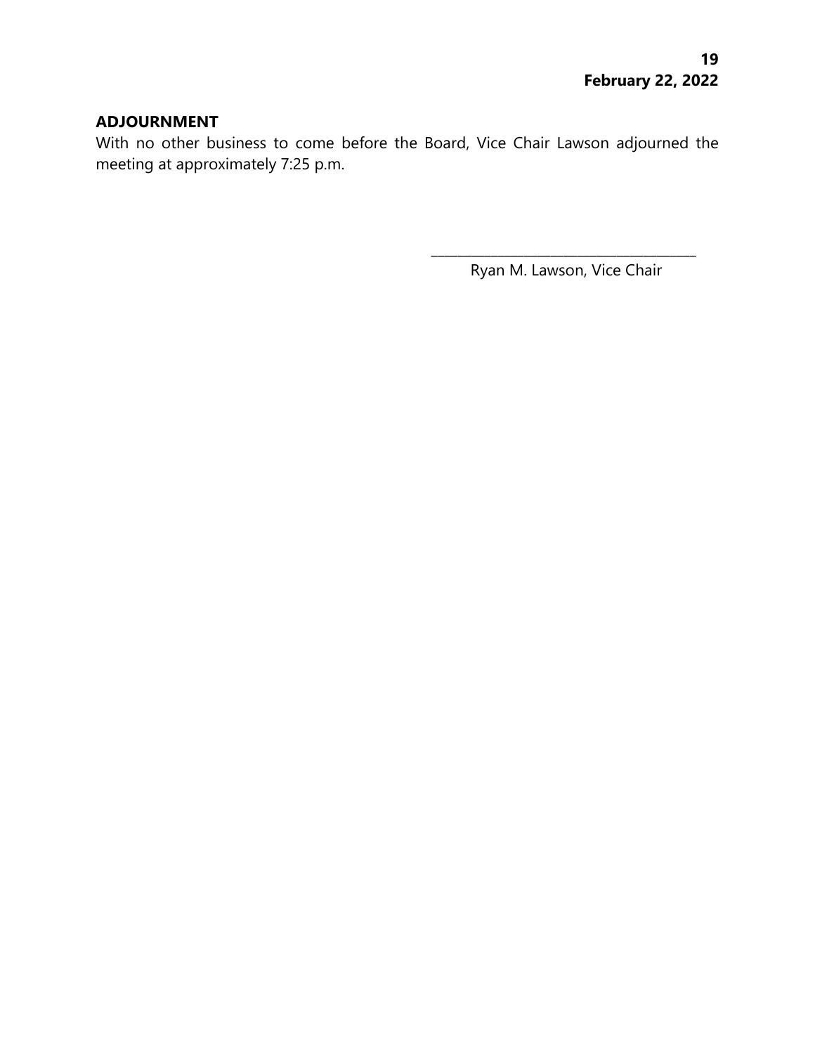## ADJOURNMENT

With no other business to come before the Board, Vice Chair Lawson adjourned the meeting at approximately 7:25 p.m.

\_\_\_\_\_\_\_\_\_\_\_\_\_\_\_\_\_\_\_\_\_\_\_\_\_\_\_\_\_\_\_\_\_\_\_\_\_\_\_\_

Ryan M. Lawson, Vice Chair